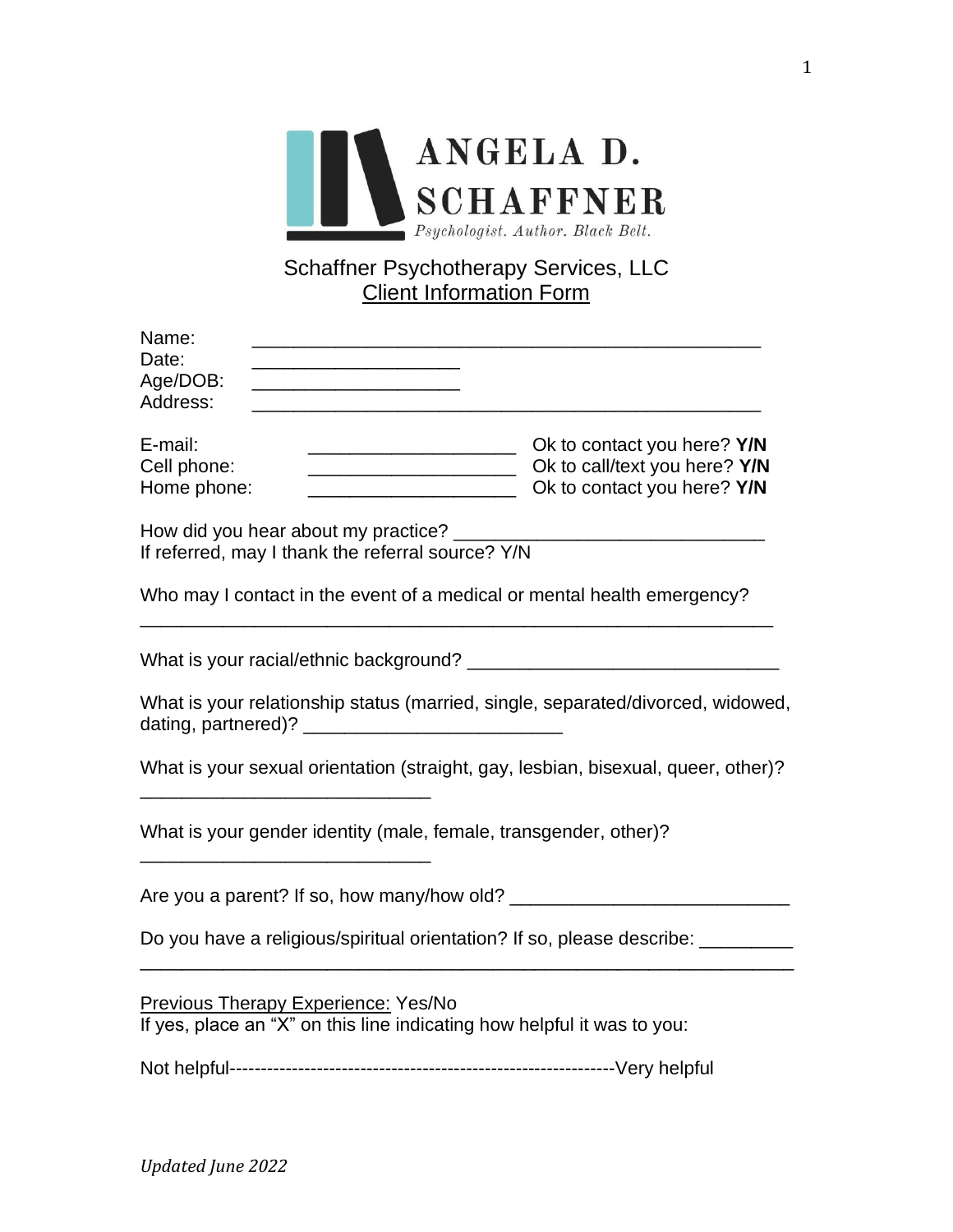ANGELA D. SCHAFFNER

*Psychologist. Author. Black Belt.*

# Schaffner Psychotherapy Services, LLC

## Client Information Form

Name: _________________________________________________

Date: ____________________

Age/DOB: ____________________

Address: _________________________________________________

E-mail: ____________________ Ok to contact you here? **Y/N**

Cell phone: ____________________ Ok to call/text you here? **Y/N**

Home phone: ____________________ Ok to contact you here? **Y/N**

How did you hear about my practice? _____________________________

If referred, may I thank the referral source? Y/N

Who may I contact in the event of a medical or mental health emergency?

_____________________________________________________________

What is your racial/ethnic background? _____________________________

What is your relationship status (married, single, separated/divorced, widowed, dating, partnered)? _________________________

What is your sexual orientation (straight, gay, lesbian, bisexual, queer, other)?

____________________________

What is your gender identity (male, female, transgender, other)?

____________________________

Are you a parent? If so, how many/how old? ___________________________

Do you have a religious/spiritual orientation? If so, please describe: _________

_______________________________________________________________

Previous Therapy Experience: Yes/No

If yes, place an "X" on this line indicating how helpful it was to you:

Not helpful-------------------------------------------------------------Very helpful

*Updated June 2022*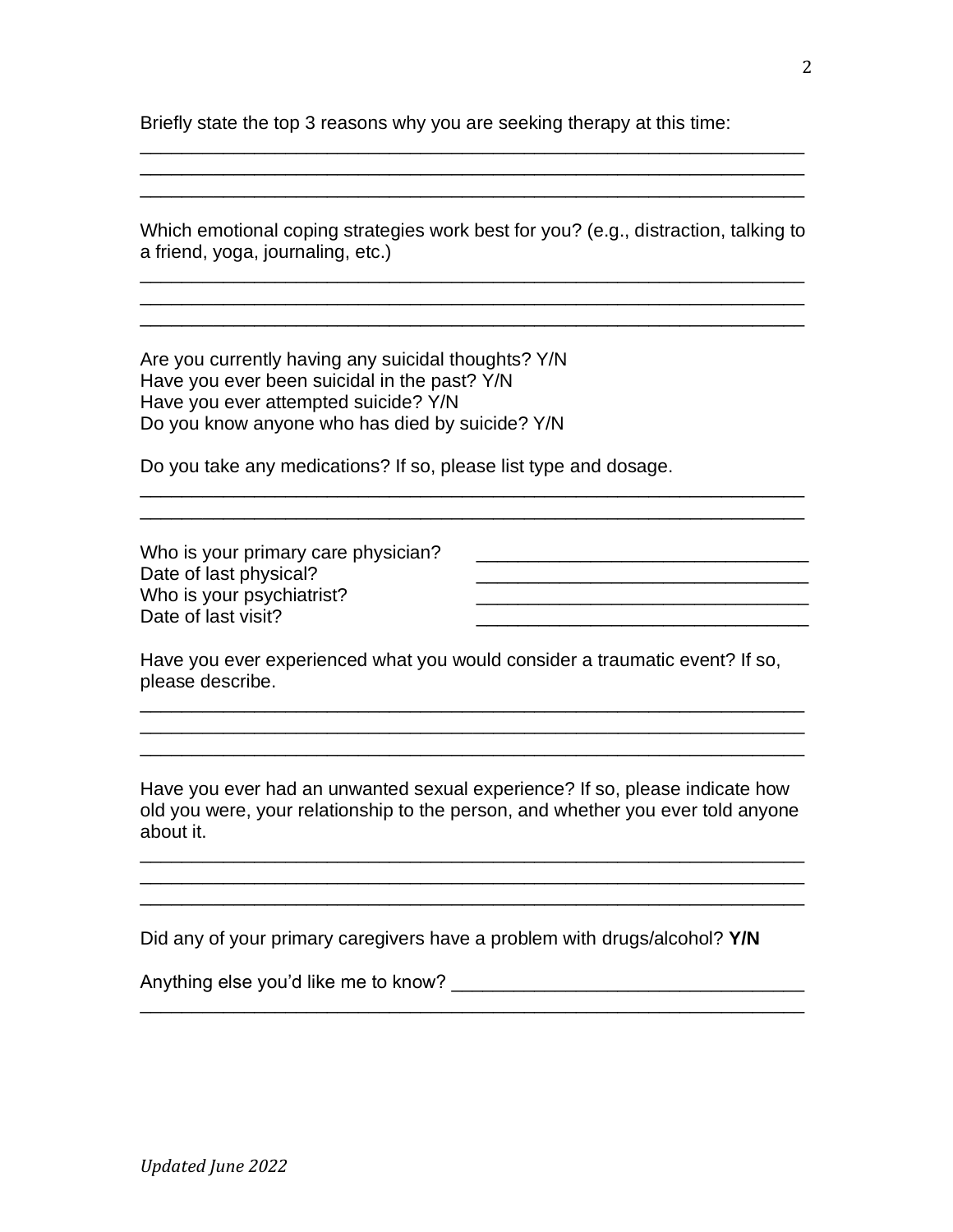Briefly state the top 3 reasons why you are seeking therapy at this time:

_______________________________________________________________
_______________________________________________________________
_______________________________________________________________

Which emotional coping strategies work best for you? (e.g., distraction, talking to a friend, yoga, journaling, etc.)

_______________________________________________________________
_______________________________________________________________
_______________________________________________________________

Are you currently having any suicidal thoughts? Y/N
Have you ever been suicidal in the past? Y/N
Have you ever attempted suicide? Y/N
Do you know anyone who has died by suicide? Y/N

Do you take any medications? If so, please list type and dosage.

_______________________________________________________________
_______________________________________________________________

Who is your primary care physician? _________________________
Date of last physical? _________________________
Who is your psychiatrist? _________________________
Date of last visit? _________________________

Have you ever experienced what you would consider a traumatic event? If so, please describe.

_______________________________________________________________
_______________________________________________________________
_______________________________________________________________

Have you ever had an unwanted sexual experience? If so, please indicate how old you were, your relationship to the person, and whether you ever told anyone about it.

_______________________________________________________________
_______________________________________________________________
_______________________________________________________________

Did any of your primary caregivers have a problem with drugs/alcohol? **Y/N**

Anything else you'd like me to know? _________________________
_______________________________________________________________

*Updated June 2022*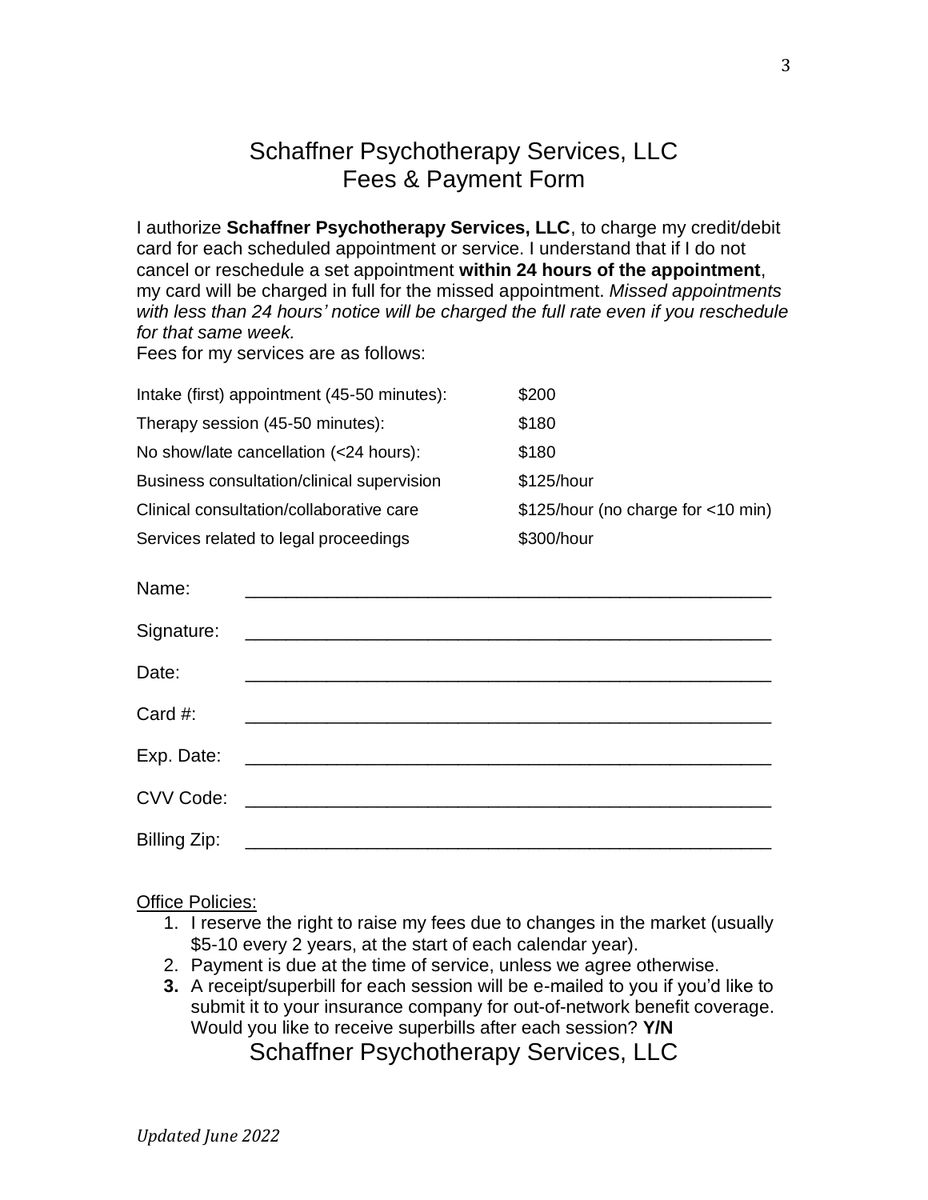# Schaffner Psychotherapy Services, LLC
# Fees & Payment Form

I authorize **Schaffner Psychotherapy Services, LLC**, to charge my credit/debit card for each scheduled appointment or service. I understand that if I do not cancel or reschedule a set appointment **within 24 hours of the appointment**, my card will be charged in full for the missed appointment. *Missed appointments with less than 24 hours' notice will be charged the full rate even if you reschedule for that same week.*

Fees for my services are as follows:

| Service | Fee |
| --- | --- |
| Intake (first) appointment (45-50 minutes): | $200 |
| Therapy session (45-50 minutes): | $180 |
| No show/late cancellation (<24 hours): | $180 |
| Business consultation/clinical supervision | $125/hour |
| Clinical consultation/collaborative care | $125/hour (no charge for <10 min) |
| Services related to legal proceedings | $300/hour |

Name: ____________________________________________________

Signature: ____________________________________________________

Date: ____________________________________________________

Card #: ____________________________________________________

Exp. Date: ____________________________________________________

CVV Code: ____________________________________________________

Billing Zip: ____________________________________________________

Office Policies:

1. I reserve the right to raise my fees due to changes in the market (usually $5-10 every 2 years, at the start of each calendar year).
2. Payment is due at the time of service, unless we agree otherwise.
3. A receipt/superbill for each session will be e-mailed to you if you'd like to submit it to your insurance company for out-of-network benefit coverage. Would you like to receive superbills after each session? **Y/N**

Schaffner Psychotherapy Services, LLC

*Updated June 2022*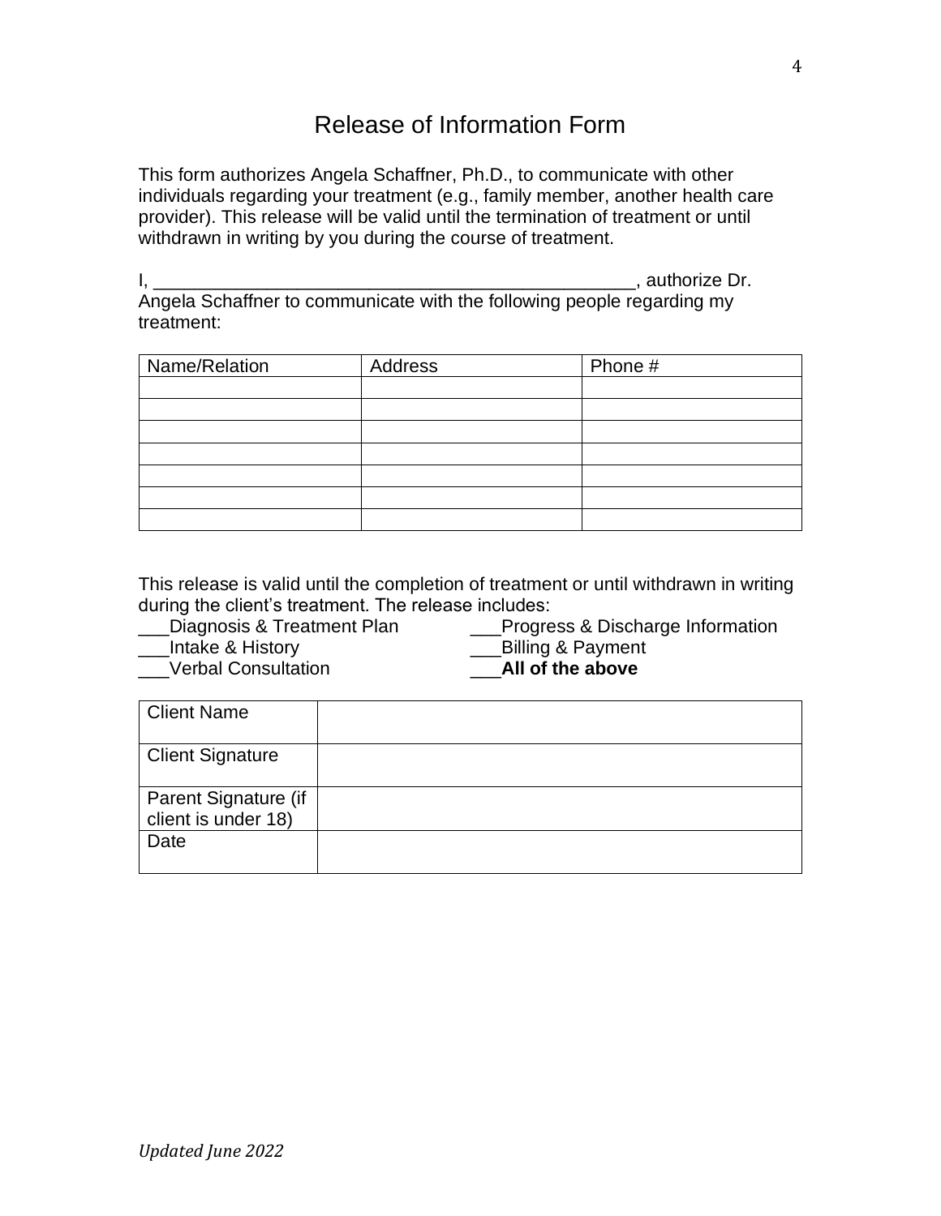# Release of Information Form

This form authorizes Angela Schaffner, Ph.D., to communicate with other individuals regarding your treatment (e.g., family member, another health care provider). This release will be valid until the termination of treatment or until withdrawn in writing by you during the course of treatment.

I, _________________________________________________, authorize Dr. Angela Schaffner to communicate with the following people regarding my treatment:

| Name/Relation | Address | Phone # |
|---|---|---|
| | | |
| | | |
| | | |
| | | |
| | | |
| | | |
| | | |

This release is valid until the completion of treatment or until withdrawn in writing during the client's treatment. The release includes:

___Diagnosis & Treatment Plan
___Intake & History
___Verbal Consultation
___Progress & Discharge Information
___Billing & Payment
___**All of the above**

| | |
|---|---|
| Client Name | |
| Client Signature | |
| Parent Signature (if client is under 18) | |
| Date | |

*Updated June 2022*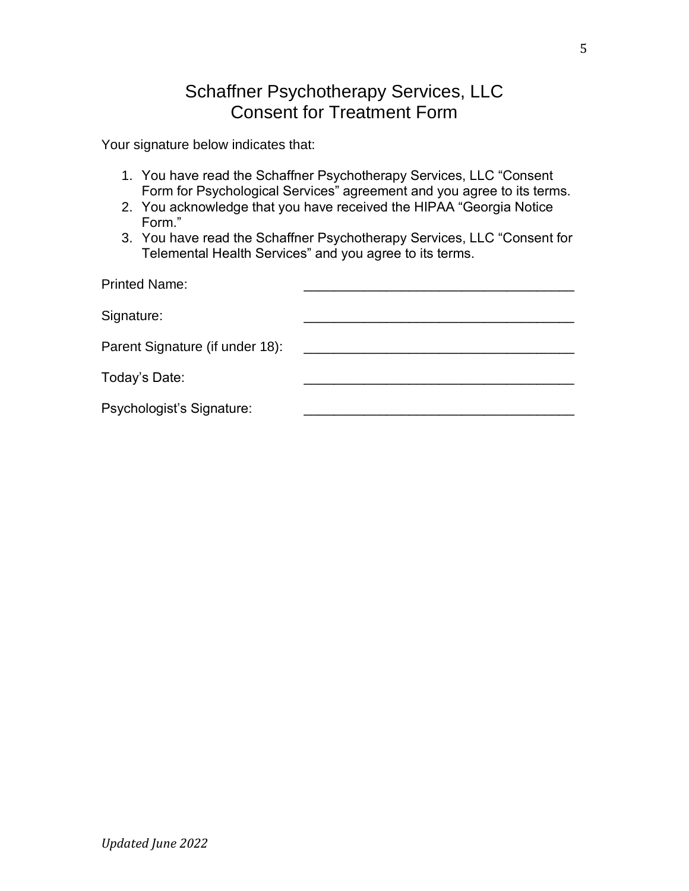# Schaffner Psychotherapy Services, LLC
# Consent for Treatment Form

Your signature below indicates that:

1. You have read the Schaffner Psychotherapy Services, LLC "Consent Form for Psychological Services" agreement and you agree to its terms.
2. You acknowledge that you have received the HIPAA "Georgia Notice Form."
3. You have read the Schaffner Psychotherapy Services, LLC "Consent for Telemental Health Services" and you agree to its terms.

Printed Name: ___________________________________

Signature: ___________________________________

Parent Signature (if under 18): ___________________________________

Today's Date: ___________________________________

Psychologist's Signature: ___________________________________

*Updated June 2022*